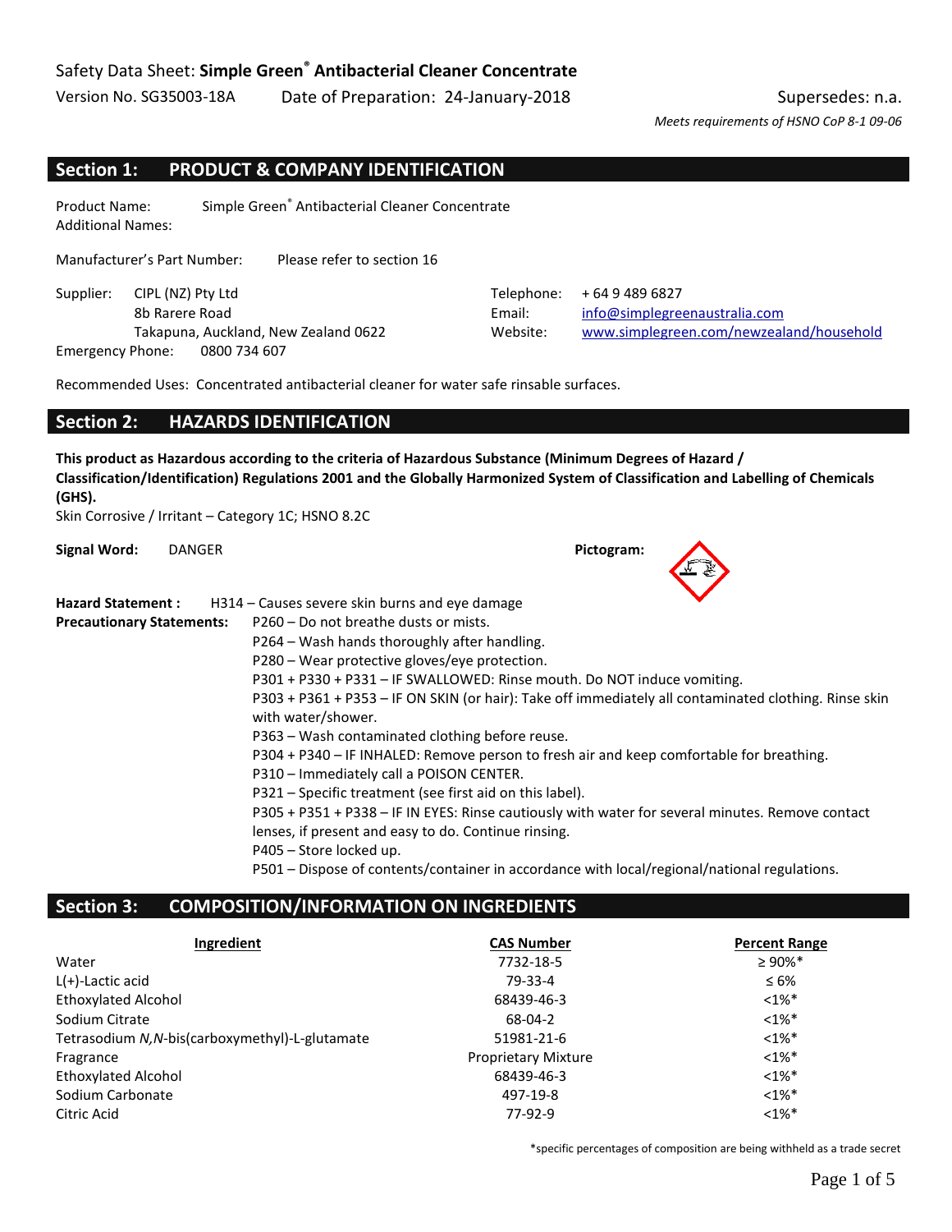Safety Data Sheet: **Simple Green® Antibacterial Cleaner Concentrate**

Version No. SG35003-18A Date of Preparation: 24-January-2018 Supersedes: n.a.

*Meets requirements of HSNO CoP 8-1 09-06*

## Section 1: PRODUCT & COMPANY IDENTIFICATION

Product Name: Simple Green® Antibacterial Cleaner Concentrate
Additional Names:

Manufacturer's Part Number: Please refer to section 16

Supplier: CIPL (NZ) Pty Ltd
8b Rarere Road
Takapuna, Auckland, New Zealand 0622

Telephone: + 64 9 489 6827
Email: info@simplegreenaustralia.com
Website: www.simplegreen.com/newzealand/household

Emergency Phone: 0800 734 607

Recommended Uses: Concentrated antibacterial cleaner for water safe rinsable surfaces.

## Section 2: HAZARDS IDENTIFICATION

**This product as Hazardous according to the criteria of Hazardous Substance (Minimum Degrees of Hazard / Classification/Identification) Regulations 2001 and the Globally Harmonized System of Classification and Labelling of Chemicals (GHS).**

Skin Corrosive / Irritant – Category 1C; HSNO 8.2C

**Signal Word:** DANGER

**Pictogram:**

**Hazard Statement :** H314 – Causes severe skin burns and eye damage

**Precautionary Statements:**

- P260 – Do not breathe dusts or mists.
- P264 – Wash hands thoroughly after handling.
- P280 – Wear protective gloves/eye protection.
- P301 + P330 + P331 – IF SWALLOWED: Rinse mouth. Do NOT induce vomiting.
- P303 + P361 + P353 – IF ON SKIN (or hair): Take off immediately all contaminated clothing. Rinse skin with water/shower.
- P363 – Wash contaminated clothing before reuse.
- P304 + P340 – IF INHALED: Remove person to fresh air and keep comfortable for breathing.
- P310 – Immediately call a POISON CENTER.
- P321 – Specific treatment (see first aid on this label).
- P305 + P351 + P338 – IF IN EYES: Rinse cautiously with water for several minutes. Remove contact lenses, if present and easy to do. Continue rinsing.
- P405 – Store locked up.
- P501 – Dispose of contents/container in accordance with local/regional/national regulations.

## Section 3: COMPOSITION/INFORMATION ON INGREDIENTS

| Ingredient | CAS Number | Percent Range |
|---|---|---|
| Water | 7732-18-5 | ≥ 90%* |
| L(+)-Lactic acid | 79-33-4 | ≤ 6% |
| Ethoxylated Alcohol | 68439-46-3 | <1%* |
| Sodium Citrate | 68-04-2 | <1%* |
| Tetrasodium *N,N*-bis(carboxymethyl)-L-glutamate | 51981-21-6 | <1%* |
| Fragrance | Proprietary Mixture | <1%* |
| Ethoxylated Alcohol | 68439-46-3 | <1%* |
| Sodium Carbonate | 497-19-8 | <1%* |
| Citric Acid | 77-92-9 | <1%* |

*specific percentages of composition are being withheld as a trade secret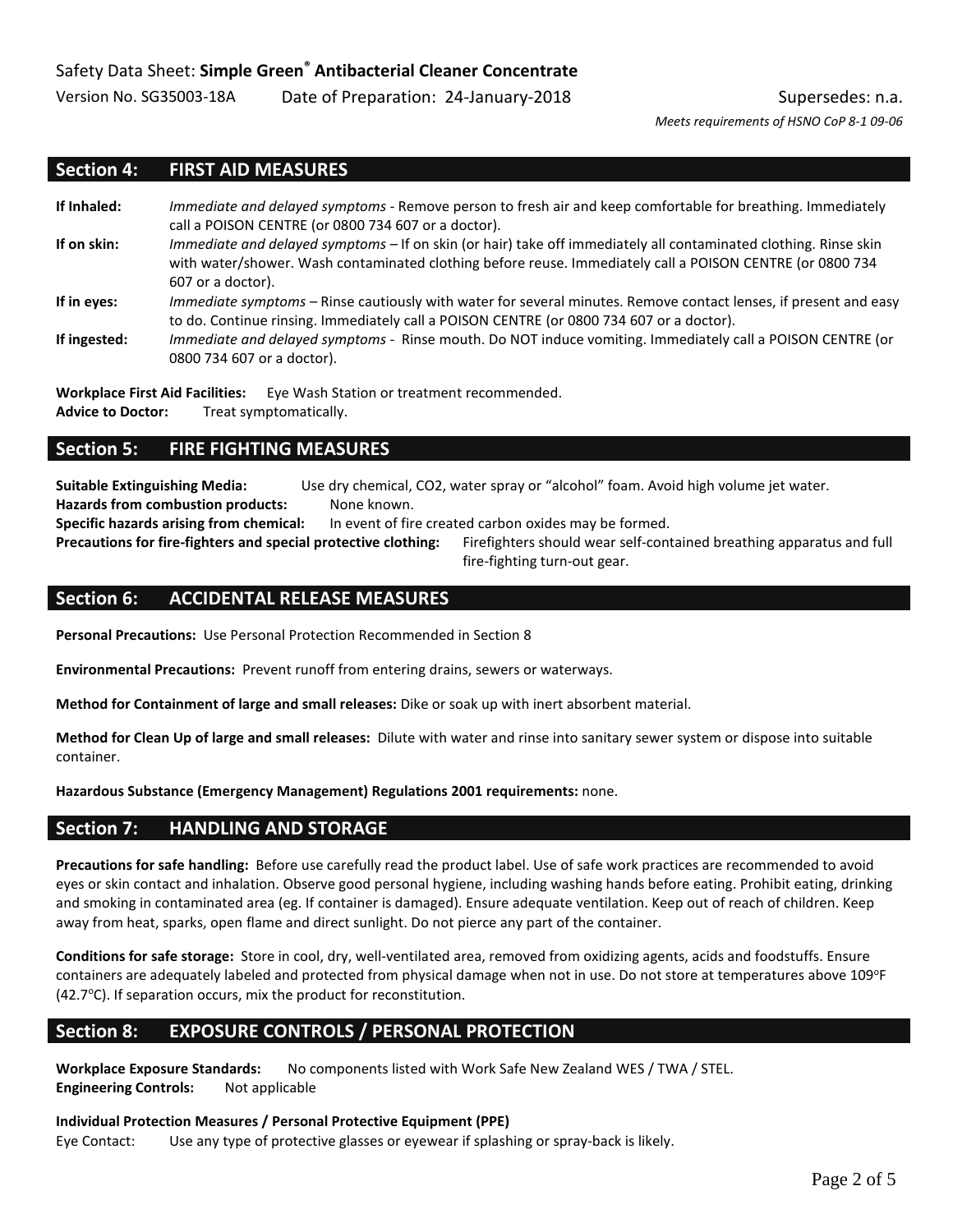## Section 4: FIRST AID MEASURES

**If Inhaled:** *Immediate and delayed symptoms* - Remove person to fresh air and keep comfortable for breathing. Immediately call a POISON CENTRE (or 0800 734 607 or a doctor).

**If on skin:** *Immediate and delayed symptoms* – If on skin (or hair) take off immediately all contaminated clothing. Rinse skin with water/shower. Wash contaminated clothing before reuse. Immediately call a POISON CENTRE (or 0800 734 607 or a doctor).

**If in eyes:** *Immediate symptoms* – Rinse cautiously with water for several minutes. Remove contact lenses, if present and easy to do. Continue rinsing. Immediately call a POISON CENTRE (or 0800 734 607 or a doctor).

**If ingested:** *Immediate and delayed symptoms* - Rinse mouth. Do NOT induce vomiting. Immediately call a POISON CENTRE (or 0800 734 607 or a doctor).

**Workplace First Aid Facilities:** Eye Wash Station or treatment recommended.
**Advice to Doctor:** Treat symptomatically.

## Section 5: FIRE FIGHTING MEASURES

**Suitable Extinguishing Media:** Use dry chemical, $CO_2$, water spray or "alcohol" foam. Avoid high volume jet water.
**Hazards from combustion products:** None known.
**Specific hazards arising from chemical:** In event of fire created carbon oxides may be formed.
**Precautions for fire-fighters and special protective clothing:** Firefighters should wear self-contained breathing apparatus and full fire-fighting turn-out gear.

## Section 6: ACCIDENTAL RELEASE MEASURES

**Personal Precautions:** Use Personal Protection Recommended in Section 8

**Environmental Precautions:** Prevent runoff from entering drains, sewers or waterways.

**Method for Containment of large and small releases:** Dike or soak up with inert absorbent material.

**Method for Clean Up of large and small releases:** Dilute with water and rinse into sanitary sewer system or dispose into suitable container.

**Hazardous Substance (Emergency Management) Regulations 2001 requirements:** none.

## Section 7: HANDLING AND STORAGE

**Precautions for safe handling:** Before use carefully read the product label. Use of safe work practices are recommended to avoid eyes or skin contact and inhalation. Observe good personal hygiene, including washing hands before eating. Prohibit eating, drinking and smoking in contaminated area (eg. If container is damaged). Ensure adequate ventilation. Keep out of reach of children. Keep away from heat, sparks, open flame and direct sunlight. Do not pierce any part of the container.

**Conditions for safe storage:** Store in cool, dry, well-ventilated area, removed from oxidizing agents, acids and foodstuffs. Ensure containers are adequately labeled and protected from physical damage when not in use. Do not store at temperatures above 109°F (42.7°C). If separation occurs, mix the product for reconstitution.

## Section 8: EXPOSURE CONTROLS / PERSONAL PROTECTION

**Workplace Exposure Standards:** No components listed with Work Safe New Zealand WES / TWA / STEL.
**Engineering Controls:** Not applicable

**Individual Protection Measures / Personal Protective Equipment (PPE)**

Eye Contact: Use any type of protective glasses or eyewear if splashing or spray-back is likely.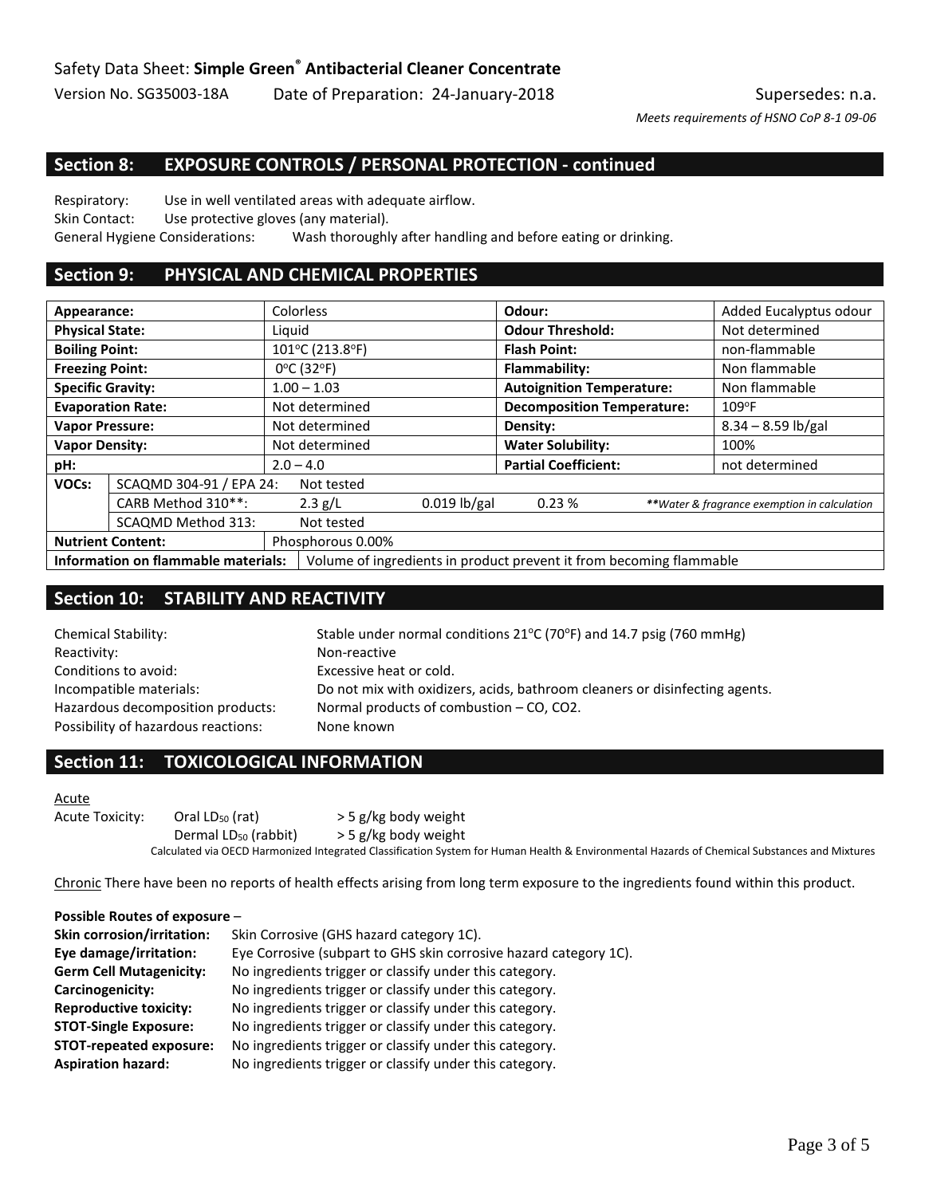## Section 8: EXPOSURE CONTROLS / PERSONAL PROTECTION - continued

Respiratory: Use in well ventilated areas with adequate airflow.
Skin Contact: Use protective gloves (any material).
General Hygiene Considerations: Wash thoroughly after handling and before eating or drinking.

## Section 9: PHYSICAL AND CHEMICAL PROPERTIES

| | | | | | |
|---|---|---|---|---|---|
| **Appearance:** | | Colorless | | **Odour:** | Added Eucalyptus odour |
| **Physical State:** | | Liquid | | **Odour Threshold:** | Not determined |
| **Boiling Point:** | | 101°C (213.8°F) | | **Flash Point:** | non-flammable |
| **Freezing Point:** | | 0°C (32°F) | | **Flammability:** | Non flammable |
| **Specific Gravity:** | | 1.00 – 1.03 | | **Autoignition Temperature:** | Non flammable |
| **Evaporation Rate:** | | Not determined | | **Decomposition Temperature:** | 109°F |
| **Vapor Pressure:** | | Not determined | | **Density:** | 8.34 – 8.59 lb/gal |
| **Vapor Density:** | | Not determined | | **Water Solubility:** | 100% |
| **pH:** | | 2.0 – 4.0 | | **Partial Coefficient:** | not determined |
| **VOCs:** | SCAQMD 304-91 / EPA 24: | Not tested | | | |
| | CARB Method 310**: | 2.3 g/L | 0.019 lb/gal | 0.23 % | ***Water & fragrance exemption in calculation* |
| | SCAQMD Method 313: | Not tested | | | |
| **Nutrient Content:** | | Phosphorous 0.00% | | | |
| **Information on flammable materials:** | | Volume of ingredients in product prevent it from becoming flammable | | | |

## Section 10: STABILITY AND REACTIVITY

Chemical Stability: Stable under normal conditions 21°C (70°F) and 14.7 psig (760 mmHg)
Reactivity: Non-reactive
Conditions to avoid: Excessive heat or cold.
Incompatible materials: Do not mix with oxidizers, acids, bathroom cleaners or disinfecting agents.
Hazardous decomposition products: Normal products of combustion – CO, CO2.
Possibility of hazardous reactions: None known

## Section 11: TOXICOLOGICAL INFORMATION

Acute

Acute Toxicity: Oral $LD_{50}$ (rat) > 5 g/kg body weight
Dermal $LD_{50}$ (rabbit) > 5 g/kg body weight

Calculated via OECD Harmonized Integrated Classification System for Human Health & Environmental Hazards of Chemical Substances and Mixtures

Chronic There have been no reports of health effects arising from long term exposure to the ingredients found within this product.

**Possible Routes of exposure** –

**Skin corrosion/irritation:** Skin Corrosive (GHS hazard category 1C).
**Eye damage/irritation:** Eye Corrosive (subpart to GHS skin corrosive hazard category 1C).
**Germ Cell Mutagenicity:** No ingredients trigger or classify under this category.
**Carcinogenicity:** No ingredients trigger or classify under this category.
**Reproductive toxicity:** No ingredients trigger or classify under this category.
**STOT-Single Exposure:** No ingredients trigger or classify under this category.
**STOT-repeated exposure:** No ingredients trigger or classify under this category.
**Aspiration hazard:** No ingredients trigger or classify under this category.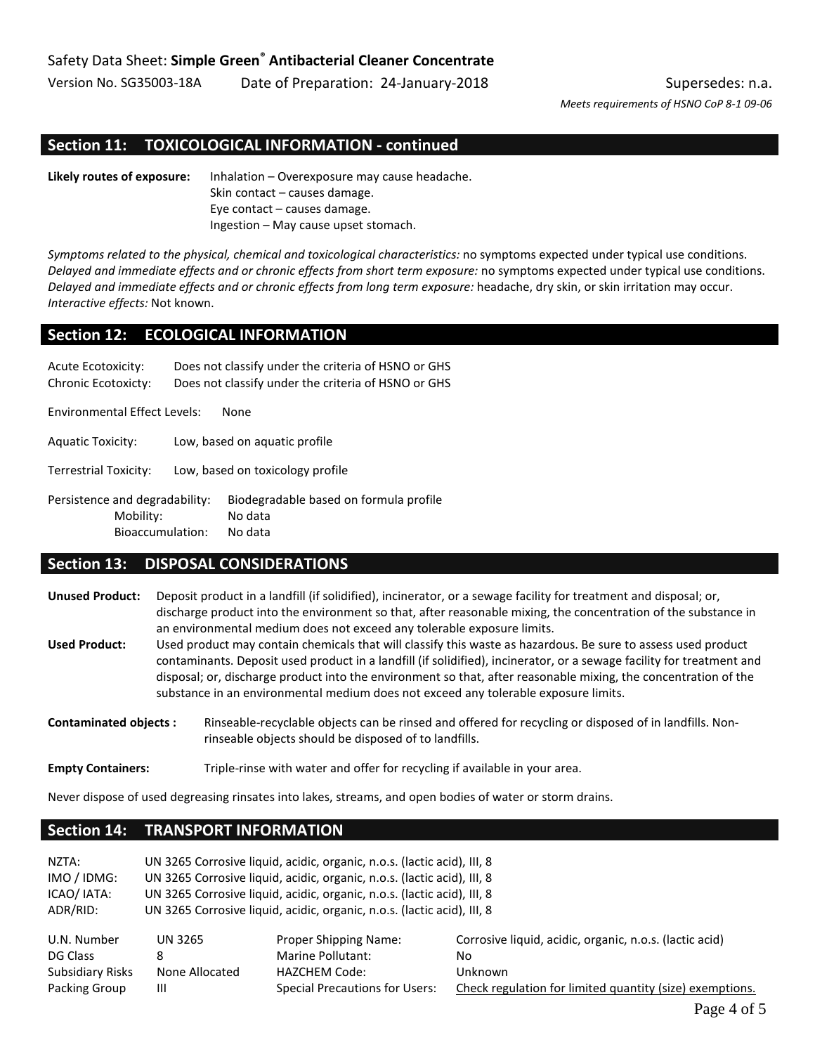## Section 11: TOXICOLOGICAL INFORMATION - continued

**Likely routes of exposure:** Inhalation – Overexposure may cause headache.
Skin contact – causes damage.
Eye contact – causes damage.
Ingestion – May cause upset stomach.

*Symptoms related to the physical, chemical and toxicological characteristics:* no symptoms expected under typical use conditions.
*Delayed and immediate effects and or chronic effects from short term exposure:* no symptoms expected under typical use conditions.
*Delayed and immediate effects and or chronic effects from long term exposure:* headache, dry skin, or skin irritation may occur.
*Interactive effects:* Not known.

## Section 12: ECOLOGICAL INFORMATION

Acute Ecotoxicity: Does not classify under the criteria of HSNO or GHS
Chronic Ecotoxicity: Does not classify under the criteria of HSNO or GHS

Environmental Effect Levels: None

Aquatic Toxicity: Low, based on aquatic profile

Terrestrial Toxicity: Low, based on toxicology profile

Persistence and degradability: Biodegradable based on formula profile
Mobility: No data
Bioaccumulation: No data

## Section 13: DISPOSAL CONSIDERATIONS

**Unused Product:** Deposit product in a landfill (if solidified), incinerator, or a sewage facility for treatment and disposal; or, discharge product into the environment so that, after reasonable mixing, the concentration of the substance in an environmental medium does not exceed any tolerable exposure limits.

**Used Product:** Used product may contain chemicals that will classify this waste as hazardous. Be sure to assess used product contaminants. Deposit used product in a landfill (if solidified), incinerator, or a sewage facility for treatment and disposal; or, discharge product into the environment so that, after reasonable mixing, the concentration of the substance in an environmental medium does not exceed any tolerable exposure limits.

**Contaminated objects :** Rinseable-recyclable objects can be rinsed and offered for recycling or disposed of in landfills. Non-rinseable objects should be disposed of to landfills.

**Empty Containers:** Triple-rinse with water and offer for recycling if available in your area.

Never dispose of used degreasing rinsates into lakes, streams, and open bodies of water or storm drains.

## Section 14: TRANSPORT INFORMATION

NZTA: UN 3265 Corrosive liquid, acidic, organic, n.o.s. (lactic acid), III, 8
IMO / IDMG: UN 3265 Corrosive liquid, acidic, organic, n.o.s. (lactic acid), III, 8
ICAO/ IATA: UN 3265 Corrosive liquid, acidic, organic, n.o.s. (lactic acid), III, 8
ADR/RID: UN 3265 Corrosive liquid, acidic, organic, n.o.s. (lactic acid), III, 8

| | | | |
|---|---|---|---|
| U.N. Number | UN 3265 | Proper Shipping Name: | Corrosive liquid, acidic, organic, n.o.s. (lactic acid) |
| DG Class | 8 | Marine Pollutant: | No |
| Subsidiary Risks | None Allocated | HAZCHEM Code: | Unknown |
| Packing Group | III | Special Precautions for Users: | Check regulation for limited quantity (size) exemptions. |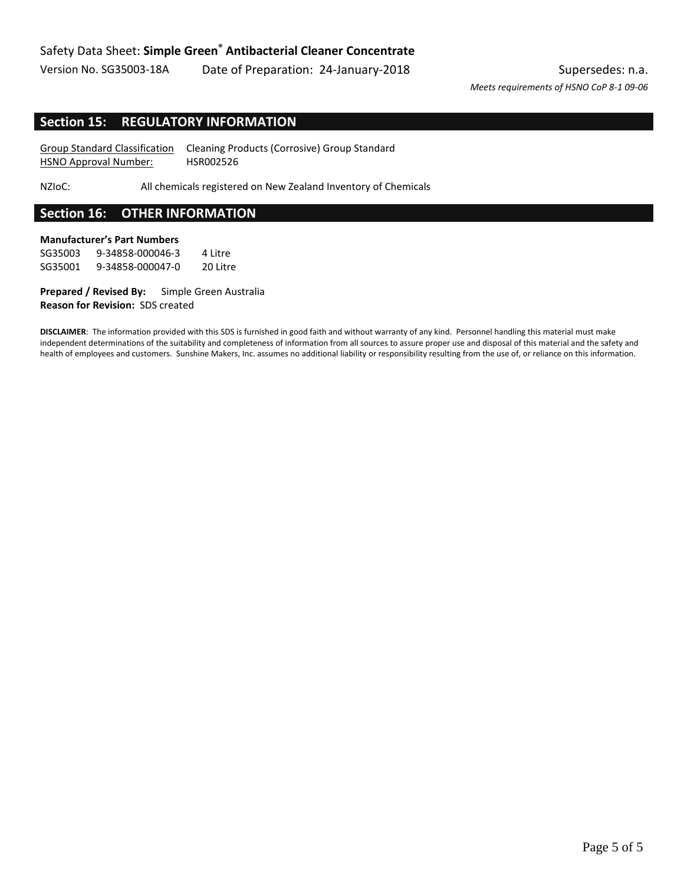## Section 15: REGULATORY INFORMATION

| | |
|---|---|
| Group Standard Classification | Cleaning Products (Corrosive) Group Standard |
| HSNO Approval Number: | HSR002526 |

NZIoC: All chemicals registered on New Zealand Inventory of Chemicals

## Section 16: OTHER INFORMATION

**Manufacturer's Part Numbers**

| | | |
|---|---|---|
| SG35003 | 9-34858-000046-3 | 4 Litre |
| SG35001 | 9-34858-000047-0 | 20 Litre |

**Prepared / Revised By:** Simple Green Australia
**Reason for Revision:** SDS created

**DISCLAIMER**: The information provided with this SDS is furnished in good faith and without warranty of any kind. Personnel handling this material must make independent determinations of the suitability and completeness of information from all sources to assure proper use and disposal of this material and the safety and health of employees and customers. Sunshine Makers, Inc. assumes no additional liability or responsibility resulting from the use of, or reliance on this information.